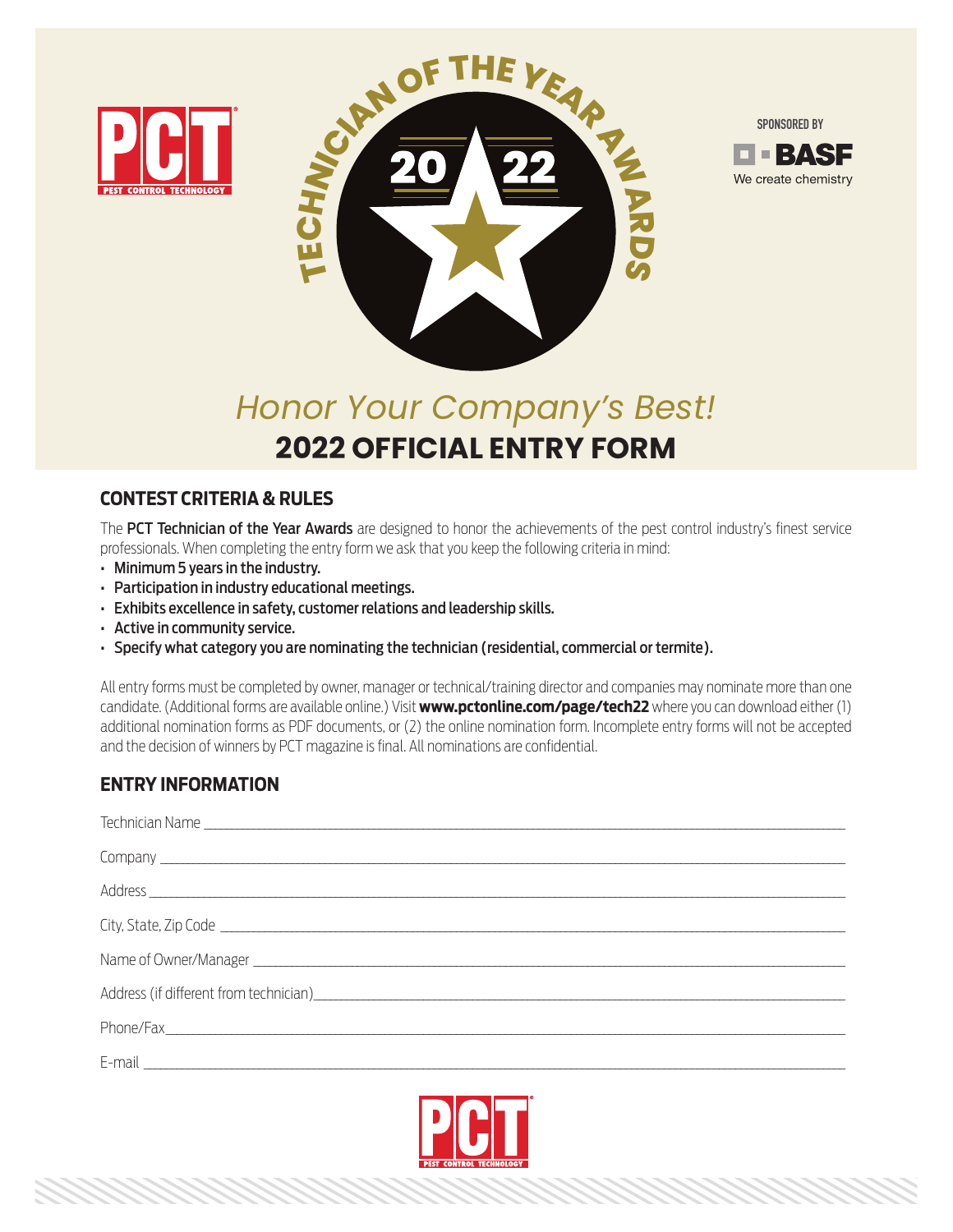PCT PEST CONTROL TECHNOLOGY

TECHNICIAN OF THE YEAR AWARDS 2022

SPONSORED BY BASF We create chemistry

*Honor Your Company's Best!*

# 2022 OFFICIAL ENTRY FORM

## CONTEST CRITERIA & RULES

The **PCT Technician of the Year Awards** are designed to honor the achievements of the pest control industry's finest service professionals. When completing the entry form we ask that you keep the following criteria in mind:

- **Minimum 5 years in the industry.**
- **Participation in industry educational meetings.**
- **Exhibits excellence in safety, customer relations and leadership skills.**
- **Active in community service.**
- **Specify what category you are nominating the technician (residential, commercial or termite).**

All entry forms must be completed by owner, manager or technical/training director and companies may nominate more than one candidate. (Additional forms are available online.) Visit **www.pctonline.com/page/tech22** where you can download either (1) additional nomination forms as PDF documents, or (2) the online nomination form. Incomplete entry forms will not be accepted and the decision of winners by PCT magazine is final. All nominations are confidential.

## ENTRY INFORMATION

Technician Name ______________________________

Company ______________________________

Address ______________________________

City, State, Zip Code ______________________________

Name of Owner/Manager ______________________________

Address (if different from technician)______________________________

Phone/Fax______________________________

E-mail ______________________________

PCT PEST CONTROL TECHNOLOGY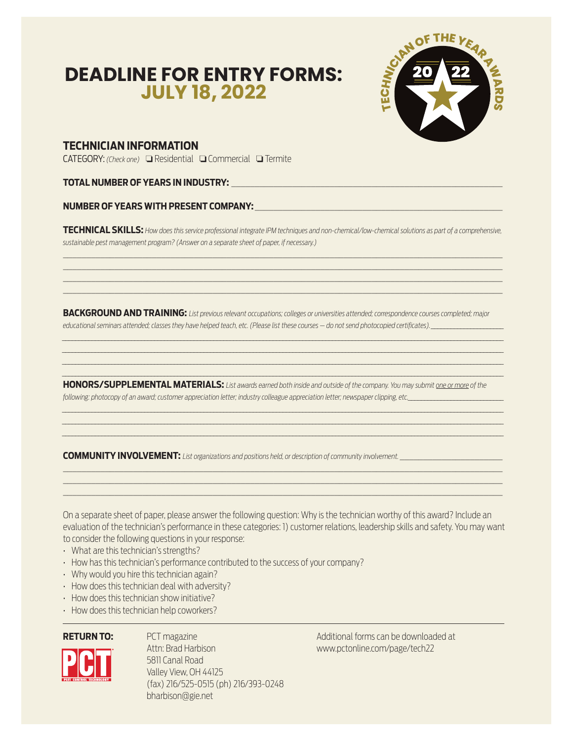# DEADLINE FOR ENTRY FORMS: JULY 18, 2022

TECHNICIAN OF THE YEAR AWARDS 2022

## TECHNICIAN INFORMATION

CATEGORY: *(Check one)* ❑ Residential ❑ Commercial ❑ Termite

**TOTAL NUMBER OF YEARS IN INDUSTRY:** ______________________________

**NUMBER OF YEARS WITH PRESENT COMPANY:** ______________________________

**TECHNICAL SKILLS:** *How does this service professional integrate IPM techniques and non-chemical/low-chemical solutions as part of a comprehensive, sustainable pest management program? (Answer on a separate sheet of paper, if necessary.)*

______________________________

______________________________

______________________________

______________________________

**BACKGROUND AND TRAINING:** *List previous relevant occupations; colleges or universities attended; correspondence courses completed; major educational seminars attended; classes they have helped teach, etc. (Please list these courses — do not send photocopied certificates).* ______________________________

______________________________

______________________________

______________________________

**HONORS/SUPPLEMENTAL MATERIALS:** *List awards earned both inside and outside of the company. You may submit one or more of the following: photocopy of an award; customer appreciation letter; industry colleague appreciation letter; newspaper clipping, etc.* ______________________________

______________________________

______________________________

______________________________

**COMMUNITY INVOLVEMENT:** *List organizations and positions held, or description of community involvement.* ______________________________

______________________________

______________________________

______________________________

On a separate sheet of paper, please answer the following question: Why is the technician worthy of this award? Include an evaluation of the technician's performance in these categories: 1) customer relations, leadership skills and safety. You may want to consider the following questions in your response:

- What are this technician's strengths?
- How has this technician's performance contributed to the success of your company?
- Why would you hire this technician again?
- How does this technician deal with adversity?
- How does this technician show initiative?
- How does this technician help coworkers?

**RETURN TO:**

PCT magazine
Attn: Brad Harbison
5811 Canal Road
Valley View, OH 44125
(fax) 216/525-0515 (ph) 216/393-0248
bharbison@gie.net

Additional forms can be downloaded at www.pctonline.com/page/tech22